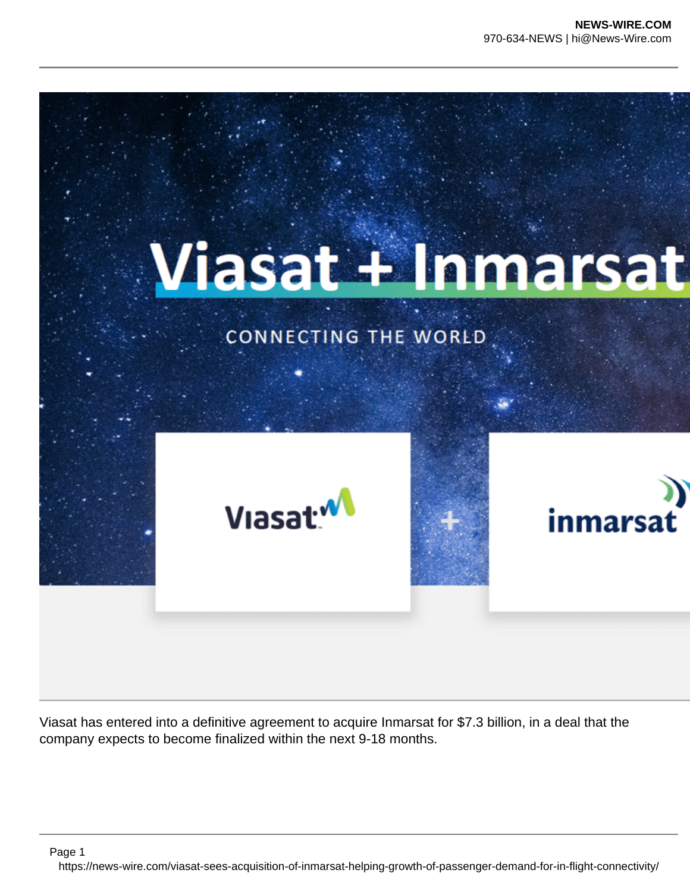Viasat has entered into a definitive agreement to acquire Inmarsat for $7.3 billion, in a deal that the company expects to become finalized within the next 9-18 months.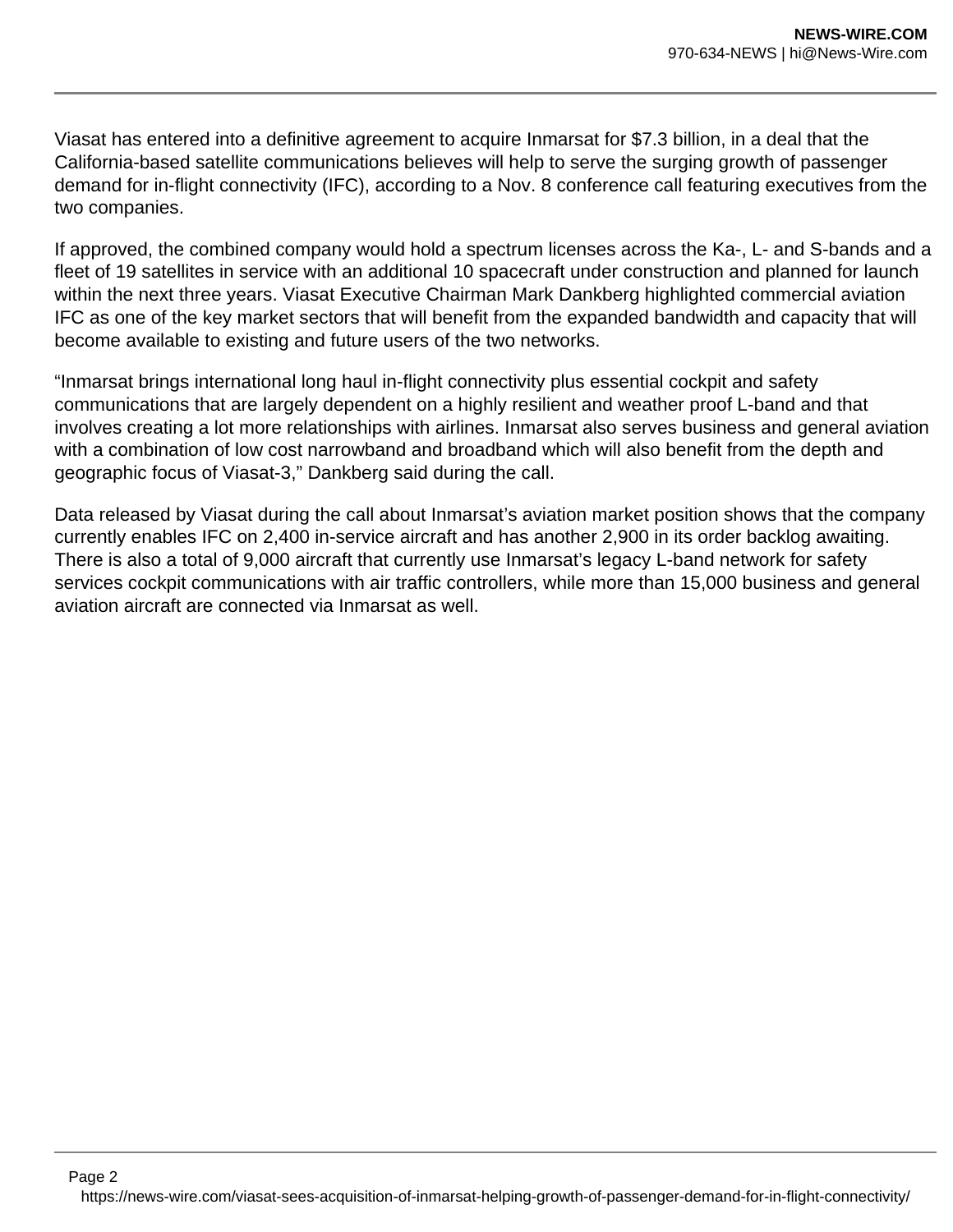Viasat has entered into a definitive agreement to acquire Inmarsat for $7.3 billion, in a deal that the California-based satellite communications believes will help to serve the surging growth of passenger demand for in-flight connectivity (IFC), according to a Nov. 8 conference call featuring executives from the two companies.

If approved, the combined company would hold a spectrum licenses across the Ka-, L- and S-bands and a fleet of 19 satellites in service with an additional 10 spacecraft under construction and planned for launch within the next three years. Viasat Executive Chairman Mark Dankberg highlighted commercial aviation IFC as one of the key market sectors that will benefit from the expanded bandwidth and capacity that will become available to existing and future users of the two networks.

“Inmarsat brings international long haul in-flight connectivity plus essential cockpit and safety communications that are largely dependent on a highly resilient and weather proof L-band and that involves creating a lot more relationships with airlines. Inmarsat also serves business and general aviation with a combination of low cost narrowband and broadband which will also benefit from the depth and geographic focus of Viasat-3,” Dankberg said during the call.

Data released by Viasat during the call about Inmarsat’s aviation market position shows that the company currently enables IFC on 2,400 in-service aircraft and has another 2,900 in its order backlog awaiting. There is also a total of 9,000 aircraft that currently use Inmarsat’s legacy L-band network for safety services cockpit communications with air traffic controllers, while more than 15,000 business and general aviation aircraft are connected via Inmarsat as well.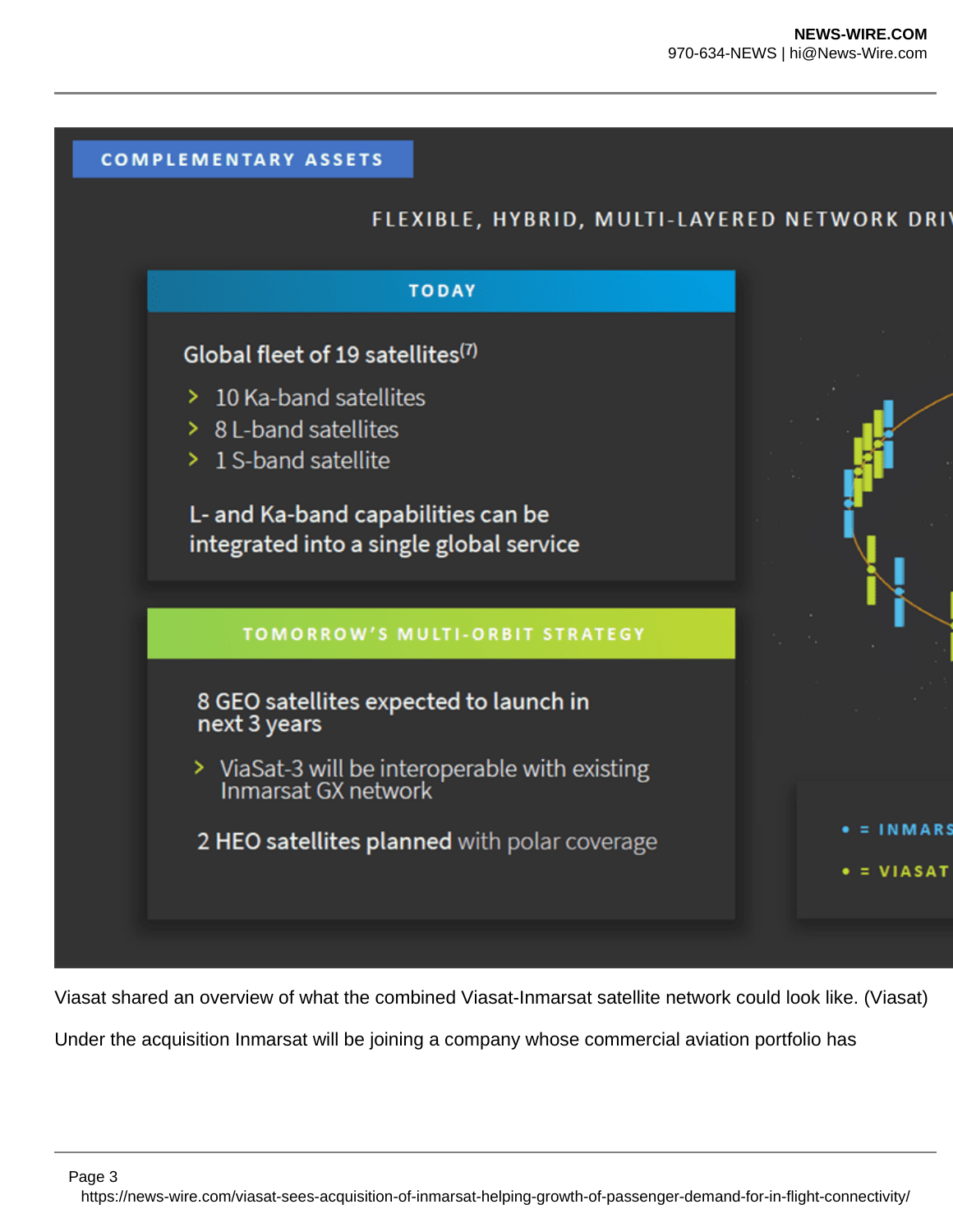COMPLEMENTARY ASSETS

FLEXIBLE, HYBRID, MULTI-LAYERED NETWORK DRI

TODAY

Global fleet of 19 satellites[7]

- 10 Ka-band satellites
- 8 L-band satellites
- 1 S-band satellite

L- and Ka-band capabilities can be integrated into a single global service

TOMORROW'S MULTI-ORBIT STRATEGY

8 GEO satellites expected to launch in next 3 years

- ViaSat-3 will be interoperable with existing Inmarsat GX network

2 HEO satellites planned with polar coverage

• = INMARS

• = VIASAT

Viasat shared an overview of what the combined Viasat-Inmarsat satellite network could look like. (Viasat)

Under the acquisition Inmarsat will be joining a company whose commercial aviation portfolio has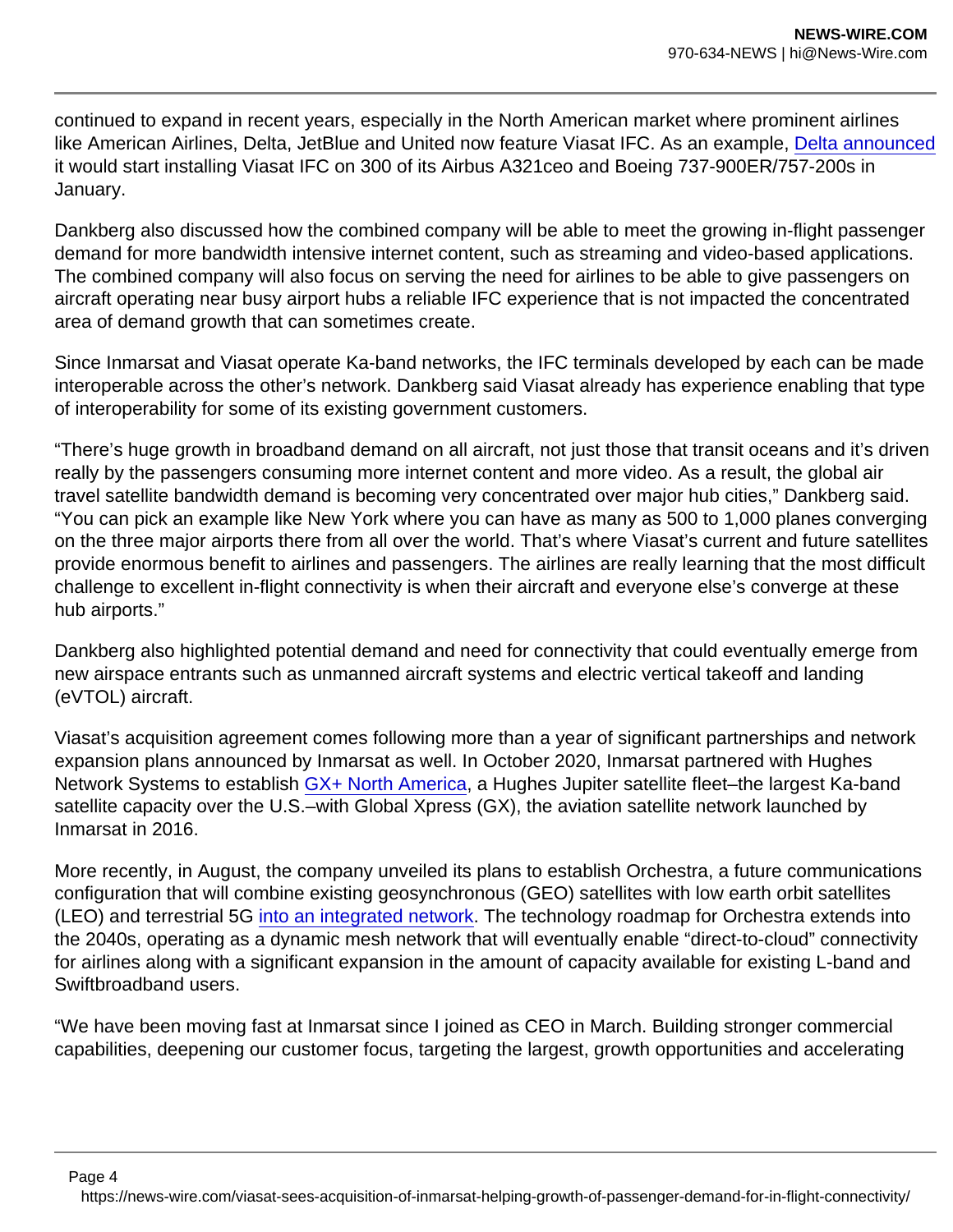continued to expand in recent years, especially in the North American market where prominent airlines like American Airlines, Delta, JetBlue and United now feature Viasat IFC. As an example, Delta announced it would start installing Viasat IFC on 300 of its Airbus A321ceo and Boeing 737-900ER/757-200s in January.

Dankberg also discussed how the combined company will be able to meet the growing in-flight passenger demand for more bandwidth intensive internet content, such as streaming and video-based applications. The combined company will also focus on serving the need for airlines to be able to give passengers on aircraft operating near busy airport hubs a reliable IFC experience that is not impacted the concentrated area of demand growth that can sometimes create.

Since Inmarsat and Viasat operate Ka-band networks, the IFC terminals developed by each can be made interoperable across the other's network. Dankberg said Viasat already has experience enabling that type of interoperability for some of its existing government customers.

"There's huge growth in broadband demand on all aircraft, not just those that transit oceans and it's driven really by the passengers consuming more internet content and more video. As a result, the global air travel satellite bandwidth demand is becoming very concentrated over major hub cities," Dankberg said. "You can pick an example like New York where you can have as many as 500 to 1,000 planes converging on the three major airports there from all over the world. That's where Viasat's current and future satellites provide enormous benefit to airlines and passengers. The airlines are really learning that the most difficult challenge to excellent in-flight connectivity is when their aircraft and everyone else's converge at these hub airports."

Dankberg also highlighted potential demand and need for connectivity that could eventually emerge from new airspace entrants such as unmanned aircraft systems and electric vertical takeoff and landing (eVTOL) aircraft.

Viasat's acquisition agreement comes following more than a year of significant partnerships and network expansion plans announced by Inmarsat as well. In October 2020, Inmarsat partnered with Hughes Network Systems to establish GX+ North America, a Hughes Jupiter satellite fleet–the largest Ka-band satellite capacity over the U.S.–with Global Xpress (GX), the aviation satellite network launched by Inmarsat in 2016.

More recently, in August, the company unveiled its plans to establish Orchestra, a future communications configuration that will combine existing geosynchronous (GEO) satellites with low earth orbit satellites (LEO) and terrestrial 5G into an integrated network. The technology roadmap for Orchestra extends into the 2040s, operating as a dynamic mesh network that will eventually enable "direct-to-cloud" connectivity for airlines along with a significant expansion in the amount of capacity available for existing L-band and Swiftbroadband users.

"We have been moving fast at Inmarsat since I joined as CEO in March. Building stronger commercial capabilities, deepening our customer focus, targeting the largest, growth opportunities and accelerating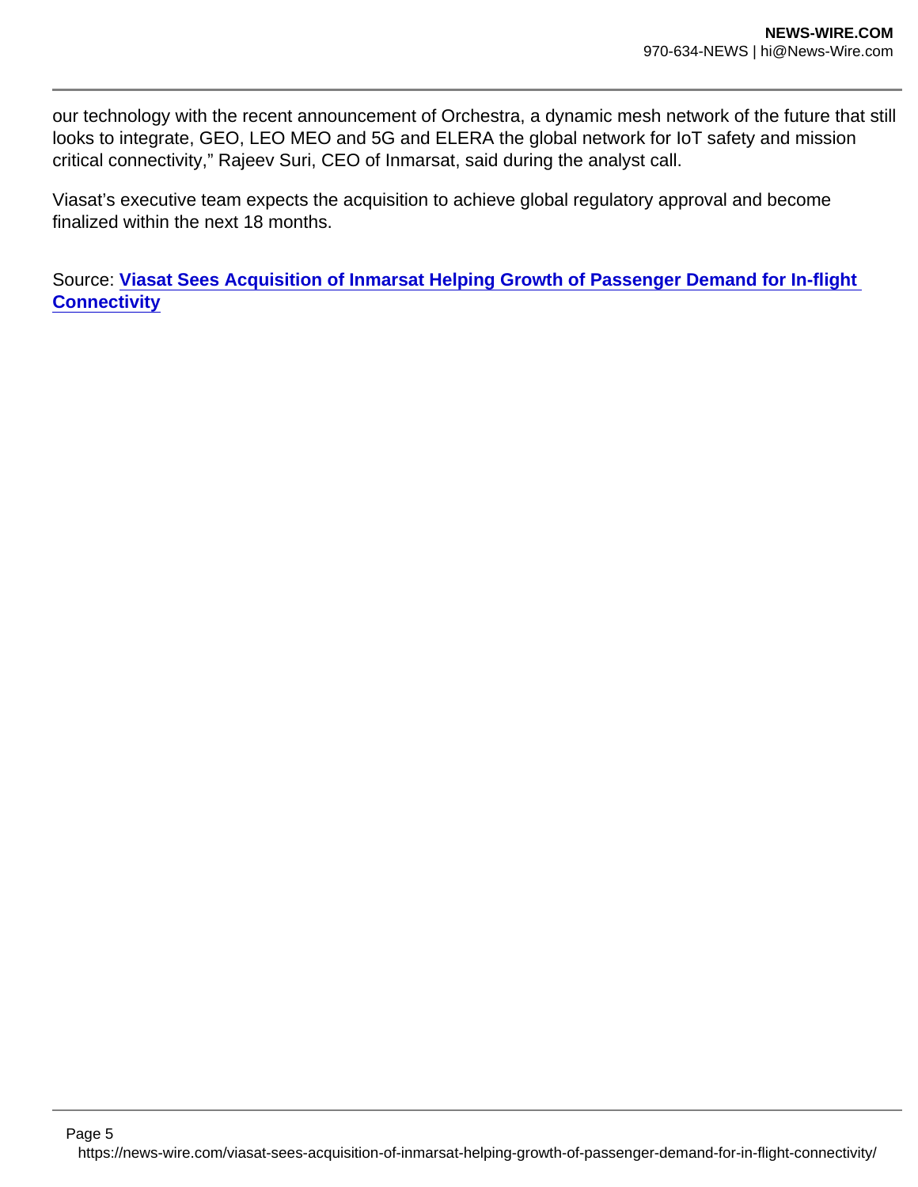our technology with the recent announcement of Orchestra, a dynamic mesh network of the future that still looks to integrate, GEO, LEO MEO and 5G and ELERA the global network for IoT safety and mission critical connectivity," Rajeev Suri, CEO of Inmarsat, said during the analyst call.

Viasat's executive team expects the acquisition to achieve global regulatory approval and become finalized within the next 18 months.

Source: **[Viasat Sees Acquisition of Inmarsat Helping Growth of Passenger Demand for In-flight Connectivity](https://news-wire.com/viasat-sees-acquisition-of-inmarsat-helping-growth-of-passenger-demand-for-in-flight-connectivity/)**